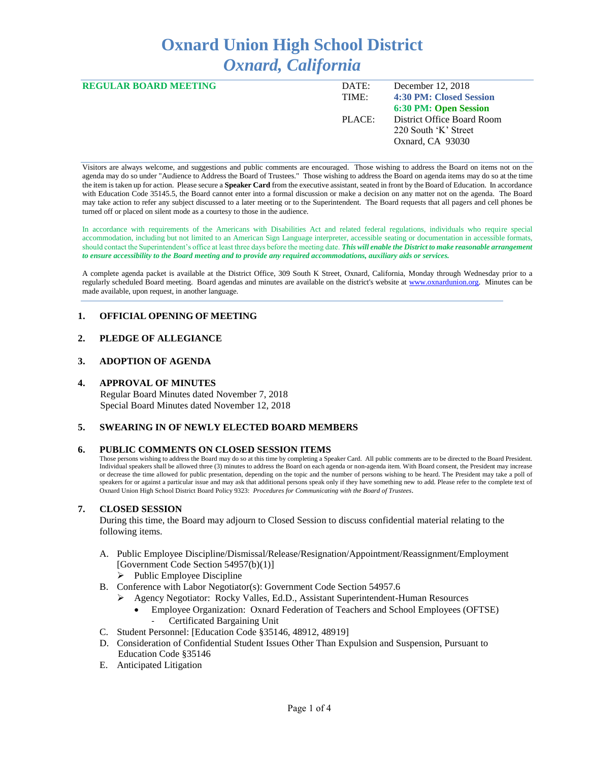# Oxnard Union High School District
## *Oxnard, California*

**REGULAR BOARD MEETING**

| | |
|---|---|
| DATE: | December 12, 2018 |
| TIME: | **4:30 PM: Closed Session** |
| | **6:30 PM: Open Session** |
| PLACE: | District Office Board Room |
| | 220 South 'K' Street |
| | Oxnard, CA 93030 |

Visitors are always welcome, and suggestions and public comments are encouraged. Those wishing to address the Board on items not on the agenda may do so under "Audience to Address the Board of Trustees." Those wishing to address the Board on agenda items may do so at the time the item is taken up for action. Please secure a **Speaker Card** from the executive assistant, seated in front by the Board of Education. In accordance with Education Code 35145.5, the Board cannot enter into a formal discussion or make a decision on any matter not on the agenda. The Board may take action to refer any subject discussed to a later meeting or to the Superintendent. The Board requests that all pagers and cell phones be turned off or placed on silent mode as a courtesy to those in the audience.

In accordance with requirements of the Americans with Disabilities Act and related federal regulations, individuals who require special accommodation, including but not limited to an American Sign Language interpreter, accessible seating or documentation in accessible formats, should contact the Superintendent's office at least three days before the meeting date. ***This will enable the District to make reasonable arrangement to ensure accessibility to the Board meeting and to provide any required accommodations, auxiliary aids or services.***

A complete agenda packet is available at the District Office, 309 South K Street, Oxnard, California, Monday through Wednesday prior to a regularly scheduled Board meeting. Board agendas and minutes are available on the district's website at www.oxnardunion.org. Minutes can be made available, upon request, in another language.

### 1. OFFICIAL OPENING OF MEETING

### 2. PLEDGE OF ALLEGIANCE

### 3. ADOPTION OF AGENDA

### 4. APPROVAL OF MINUTES

Regular Board Minutes dated November 7, 2018
Special Board Minutes dated November 12, 2018

### 5. SWEARING IN OF NEWLY ELECTED BOARD MEMBERS

### 6. PUBLIC COMMENTS ON CLOSED SESSION ITEMS

Those persons wishing to address the Board may do so at this time by completing a Speaker Card. All public comments are to be directed to the Board President. Individual speakers shall be allowed three (3) minutes to address the Board on each agenda or non-agenda item. With Board consent, the President may increase or decrease the time allowed for public presentation, depending on the topic and the number of persons wishing to be heard. The President may take a poll of speakers for or against a particular issue and may ask that additional persons speak only if they have something new to add. Please refer to the complete text of Oxnard Union High School District Board Policy 9323: *Procedures for Communicating with the Board of Trustees*.

### 7. CLOSED SESSION

During this time, the Board may adjourn to Closed Session to discuss confidential material relating to the following items.

A. Public Employee Discipline/Dismissal/Release/Resignation/Appointment/Reassignment/Employment [Government Code Section 54957(b)(1)]
   - Public Employee Discipline

B. Conference with Labor Negotiator(s): Government Code Section 54957.6
   - Agency Negotiator: Rocky Valles, Ed.D., Assistant Superintendent-Human Resources
     - Employee Organization: Oxnard Federation of Teachers and School Employees (OFTSE)
       - Certificated Bargaining Unit

C. Student Personnel: [Education Code §35146, 48912, 48919]

D. Consideration of Confidential Student Issues Other Than Expulsion and Suspension, Pursuant to Education Code §35146

E. Anticipated Litigation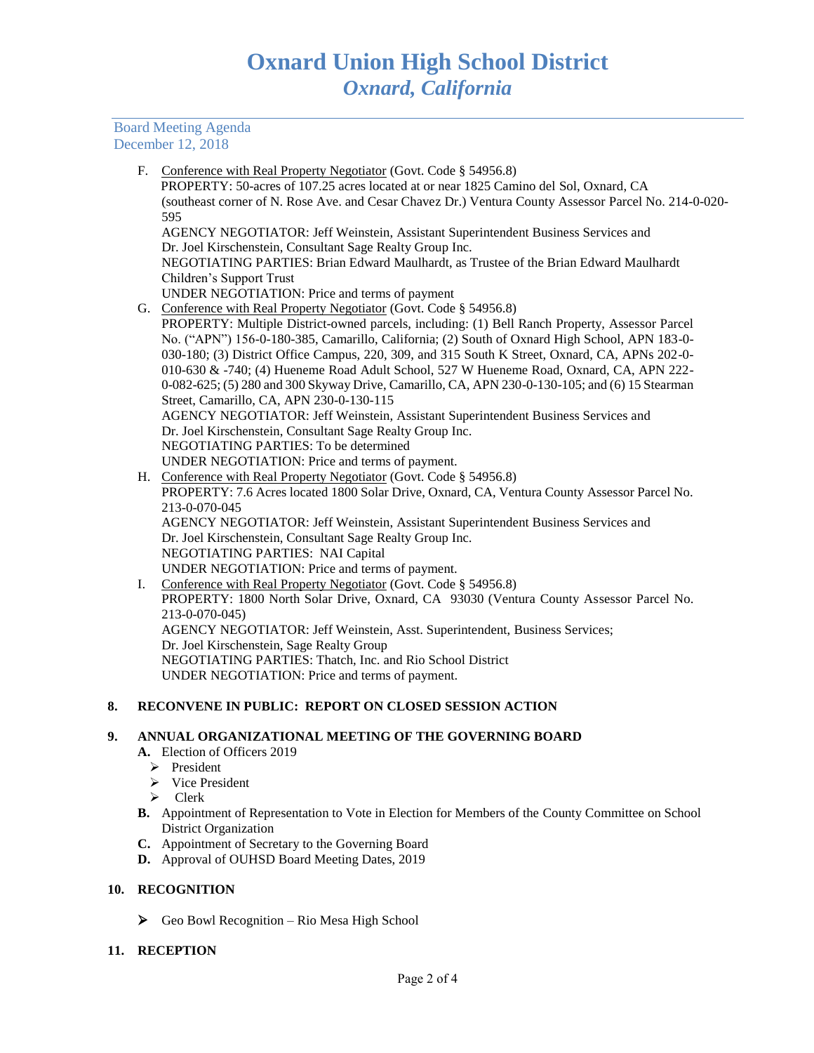Board Meeting Agenda
December 12, 2018

F. Conference with Real Property Negotiator (Govt. Code § 54956.8)
PROPERTY: 50-acres of 107.25 acres located at or near 1825 Camino del Sol, Oxnard, CA (southeast corner of N. Rose Ave. and Cesar Chavez Dr.) Ventura County Assessor Parcel No. 214-0-020-595
AGENCY NEGOTIATOR: Jeff Weinstein, Assistant Superintendent Business Services and Dr. Joel Kirschenstein, Consultant Sage Realty Group Inc.
NEGOTIATING PARTIES: Brian Edward Maulhardt, as Trustee of the Brian Edward Maulhardt Children's Support Trust
UNDER NEGOTIATION: Price and terms of payment

G. Conference with Real Property Negotiator (Govt. Code § 54956.8)
PROPERTY: Multiple District-owned parcels, including: (1) Bell Ranch Property, Assessor Parcel No. ("APN") 156-0-180-385, Camarillo, California; (2) South of Oxnard High School, APN 183-0-030-180; (3) District Office Campus, 220, 309, and 315 South K Street, Oxnard, CA, APNs 202-0-010-630 & -740; (4) Hueneme Road Adult School, 527 W Hueneme Road, Oxnard, CA, APN 222-0-082-625; (5) 280 and 300 Skyway Drive, Camarillo, CA, APN 230-0-130-105; and (6) 15 Stearman Street, Camarillo, CA, APN 230-0-130-115
AGENCY NEGOTIATOR: Jeff Weinstein, Assistant Superintendent Business Services and Dr. Joel Kirschenstein, Consultant Sage Realty Group Inc.
NEGOTIATING PARTIES: To be determined
UNDER NEGOTIATION: Price and terms of payment.

H. Conference with Real Property Negotiator (Govt. Code § 54956.8)
PROPERTY: 7.6 Acres located 1800 Solar Drive, Oxnard, CA, Ventura County Assessor Parcel No. 213-0-070-045
AGENCY NEGOTIATOR: Jeff Weinstein, Assistant Superintendent Business Services and Dr. Joel Kirschenstein, Consultant Sage Realty Group Inc.
NEGOTIATING PARTIES: NAI Capital
UNDER NEGOTIATION: Price and terms of payment.

I. Conference with Real Property Negotiator (Govt. Code § 54956.8)
PROPERTY: 1800 North Solar Drive, Oxnard, CA 93030 (Ventura County Assessor Parcel No. 213-0-070-045)
AGENCY NEGOTIATOR: Jeff Weinstein, Asst. Superintendent, Business Services; Dr. Joel Kirschenstein, Sage Realty Group
NEGOTIATING PARTIES: Thatch, Inc. and Rio School District
UNDER NEGOTIATION: Price and terms of payment.

**8. RECONVENE IN PUBLIC: REPORT ON CLOSED SESSION ACTION**

**9. ANNUAL ORGANIZATIONAL MEETING OF THE GOVERNING BOARD**

**A.** Election of Officers 2019
- President
- Vice President
- Clerk

**B.** Appointment of Representation to Vote in Election for Members of the County Committee on School District Organization

**C.** Appointment of Secretary to the Governing Board

**D.** Approval of OUHSD Board Meeting Dates, 2019

**10. RECOGNITION**

- Geo Bowl Recognition – Rio Mesa High School

**11. RECEPTION**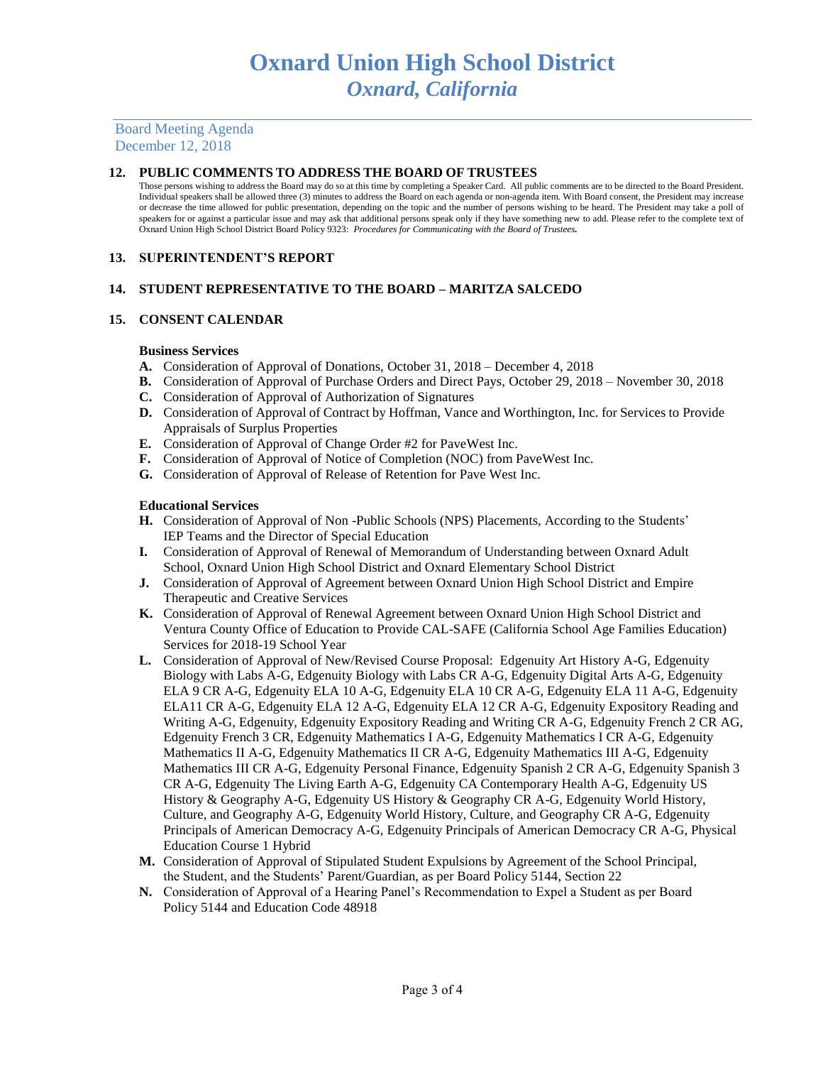# Oxnard Union High School District
## *Oxnard, California*

Board Meeting Agenda
December 12, 2018

### 12. PUBLIC COMMENTS TO ADDRESS THE BOARD OF TRUSTEES

Those persons wishing to address the Board may do so at this time by completing a Speaker Card. All public comments are to be directed to the Board President. Individual speakers shall be allowed three (3) minutes to address the Board on each agenda or non-agenda item. With Board consent, the President may increase or decrease the time allowed for public presentation, depending on the topic and the number of persons wishing to be heard. The President may take a poll of speakers for or against a particular issue and may ask that additional persons speak only if they have something new to add. Please refer to the complete text of Oxnard Union High School District Board Policy 9323: *Procedures for Communicating with the Board of Trustees.*

### 13. SUPERINTENDENT'S REPORT

### 14. STUDENT REPRESENTATIVE TO THE BOARD – MARITZA SALCEDO

### 15. CONSENT CALENDAR

**Business Services**

- **A.** Consideration of Approval of Donations, October 31, 2018 – December 4, 2018
- **B.** Consideration of Approval of Purchase Orders and Direct Pays, October 29, 2018 – November 30, 2018
- **C.** Consideration of Approval of Authorization of Signatures
- **D.** Consideration of Approval of Contract by Hoffman, Vance and Worthington, Inc. for Services to Provide Appraisals of Surplus Properties
- **E.** Consideration of Approval of Change Order #2 for PaveWest Inc.
- **F.** Consideration of Approval of Notice of Completion (NOC) from PaveWest Inc.
- **G.** Consideration of Approval of Release of Retention for Pave West Inc.

**Educational Services**

- **H.** Consideration of Approval of Non -Public Schools (NPS) Placements, According to the Students' IEP Teams and the Director of Special Education
- **I.** Consideration of Approval of Renewal of Memorandum of Understanding between Oxnard Adult School, Oxnard Union High School District and Oxnard Elementary School District
- **J.** Consideration of Approval of Agreement between Oxnard Union High School District and Empire Therapeutic and Creative Services
- **K.** Consideration of Approval of Renewal Agreement between Oxnard Union High School District and Ventura County Office of Education to Provide CAL-SAFE (California School Age Families Education) Services for 2018-19 School Year
- **L.** Consideration of Approval of New/Revised Course Proposal: Edgenuity Art History A-G, Edgenuity Biology with Labs A-G, Edgenuity Biology with Labs CR A-G, Edgenuity Digital Arts A-G, Edgenuity ELA 9 CR A-G, Edgenuity ELA 10 A-G, Edgenuity ELA 10 CR A-G, Edgenuity ELA 11 A-G, Edgenuity ELA11 CR A-G, Edgenuity ELA 12 A-G, Edgenuity ELA 12 CR A-G, Edgenuity Expository Reading and Writing A-G, Edgenuity, Edgenuity Expository Reading and Writing CR A-G, Edgenuity French 2 CR AG, Edgenuity French 3 CR, Edgenuity Mathematics I A-G, Edgenuity Mathematics I CR A-G, Edgenuity Mathematics II A-G, Edgenuity Mathematics II CR A-G, Edgenuity Mathematics III A-G, Edgenuity Mathematics III CR A-G, Edgenuity Personal Finance, Edgenuity Spanish 2 CR A-G, Edgenuity Spanish 3 CR A-G, Edgenuity The Living Earth A-G, Edgenuity CA Contemporary Health A-G, Edgenuity US History & Geography A-G, Edgenuity US History & Geography CR A-G, Edgenuity World History, Culture, and Geography A-G, Edgenuity World History, Culture, and Geography CR A-G, Edgenuity Principals of American Democracy A-G, Edgenuity Principals of American Democracy CR A-G, Physical Education Course 1 Hybrid
- **M.** Consideration of Approval of Stipulated Student Expulsions by Agreement of the School Principal, the Student, and the Students' Parent/Guardian, as per Board Policy 5144, Section 22
- **N.** Consideration of Approval of a Hearing Panel's Recommendation to Expel a Student as per Board Policy 5144 and Education Code 48918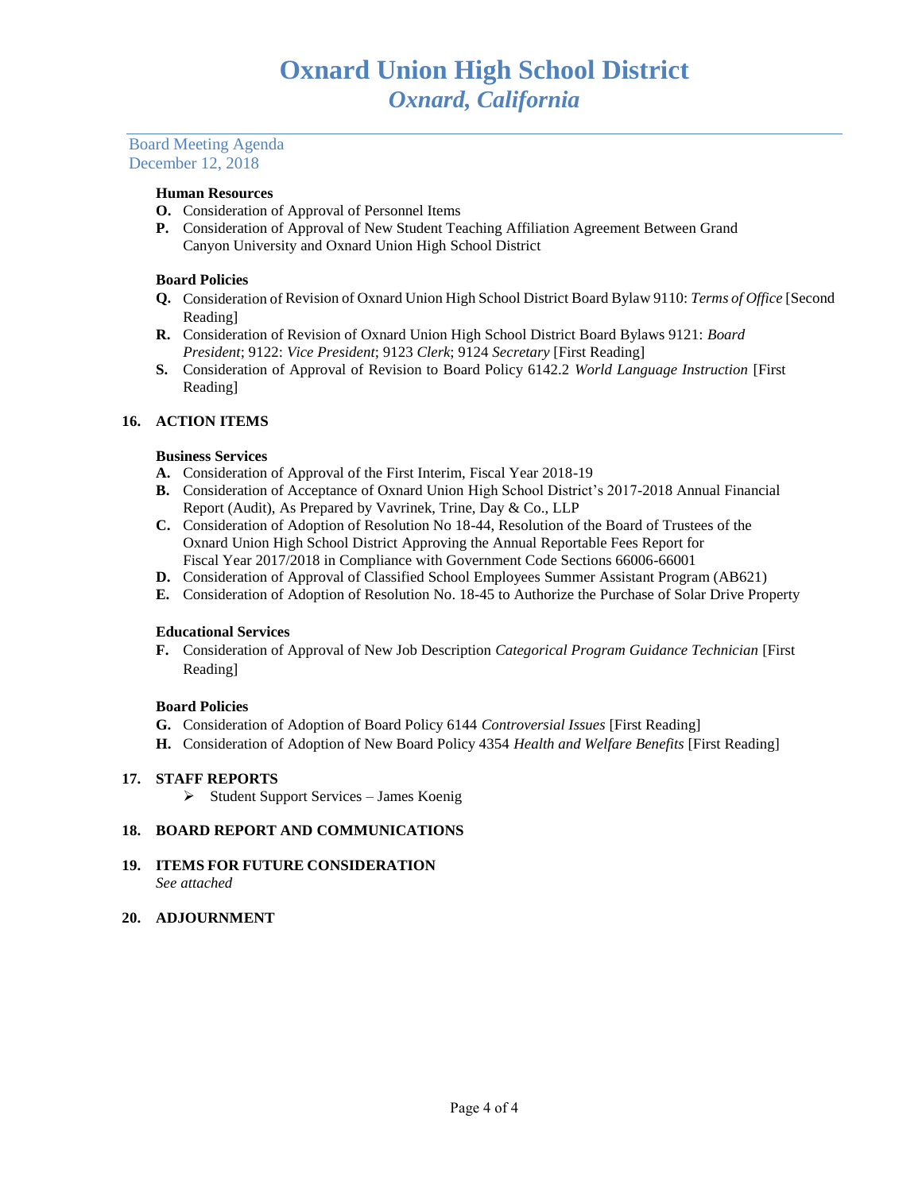# Oxnard Union High School District

## *Oxnard, California*

Board Meeting Agenda
December 12, 2018

**Human Resources**

**O.** Consideration of Approval of Personnel Items

**P.** Consideration of Approval of New Student Teaching Affiliation Agreement Between Grand Canyon University and Oxnard Union High School District

**Board Policies**

**Q.** Consideration of Revision of Oxnard Union High School District Board Bylaw 9110: *Terms of Office* [Second Reading]

**R.** Consideration of Revision of Oxnard Union High School District Board Bylaws 9121: *Board President*; 9122: *Vice President*; 9123 *Clerk*; 9124 *Secretary* [First Reading]

**S.** Consideration of Approval of Revision to Board Policy 6142.2 *World Language Instruction* [First Reading]

**16. ACTION ITEMS**

**Business Services**

**A.** Consideration of Approval of the First Interim, Fiscal Year 2018-19

**B.** Consideration of Acceptance of Oxnard Union High School District's 2017-2018 Annual Financial Report (Audit), As Prepared by Vavrinek, Trine, Day & Co., LLP

**C.** Consideration of Adoption of Resolution No 18-44, Resolution of the Board of Trustees of the Oxnard Union High School District Approving the Annual Reportable Fees Report for Fiscal Year 2017/2018 in Compliance with Government Code Sections 66006-66001

**D.** Consideration of Approval of Classified School Employees Summer Assistant Program (AB621)

**E.** Consideration of Adoption of Resolution No. 18-45 to Authorize the Purchase of Solar Drive Property

**Educational Services**

**F.** Consideration of Approval of New Job Description *Categorical Program Guidance Technician* [First Reading]

**Board Policies**

**G.** Consideration of Adoption of Board Policy 6144 *Controversial Issues* [First Reading]

**H.** Consideration of Adoption of New Board Policy 4354 *Health and Welfare Benefits* [First Reading]

**17. STAFF REPORTS**

- Student Support Services – James Koenig

**18. BOARD REPORT AND COMMUNICATIONS**

**19. ITEMS FOR FUTURE CONSIDERATION**

*See attached*

**20. ADJOURNMENT**